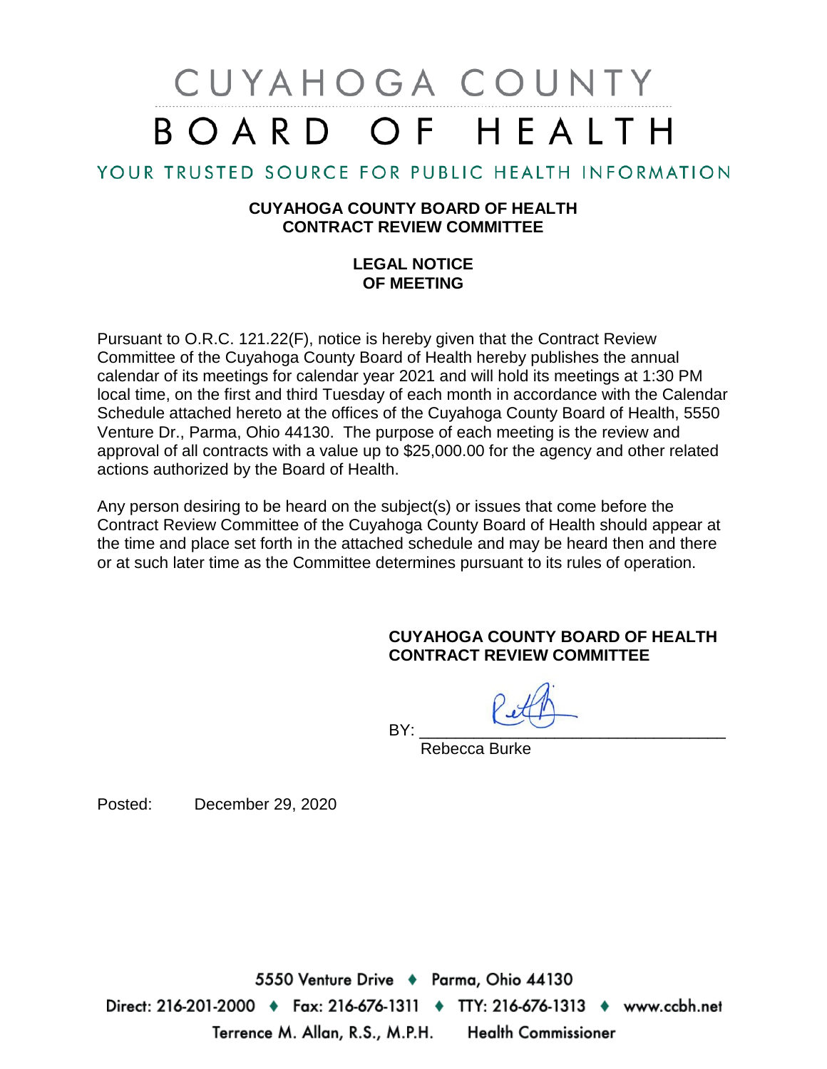# CUYAHOGA COUNTY BOARD OF HEALTH

YOUR TRUSTED SOURCE FOR PUBLIC HEALTH INFORMATION

**CUYAHOGA COUNTY BOARD OF HEALTH**
**CONTRACT REVIEW COMMITTEE**

**LEGAL NOTICE**
**OF MEETING**

Pursuant to O.R.C. 121.22(F), notice is hereby given that the Contract Review Committee of the Cuyahoga County Board of Health hereby publishes the annual calendar of its meetings for calendar year 2021 and will hold its meetings at 1:30 PM local time, on the first and third Tuesday of each month in accordance with the Calendar Schedule attached hereto at the offices of the Cuyahoga County Board of Health, 5550 Venture Dr., Parma, Ohio 44130. The purpose of each meeting is the review and approval of all contracts with a value up to $25,000.00 for the agency and other related actions authorized by the Board of Health.

Any person desiring to be heard on the subject(s) or issues that come before the Contract Review Committee of the Cuyahoga County Board of Health should appear at the time and place set forth in the attached schedule and may be heard then and there or at such later time as the Committee determines pursuant to its rules of operation.

**CUYAHOGA COUNTY BOARD OF HEALTH**
**CONTRACT REVIEW COMMITTEE**

BY: ________________________________
Rebecca Burke

Posted: December 29, 2020

5550 Venture Drive ♦ Parma, Ohio 44130
Direct: 216-201-2000 ♦ Fax: 216-676-1311 ♦ TTY: 216-676-1313 ♦ www.ccbh.net
Terrence M. Allan, R.S., M.P.H. Health Commissioner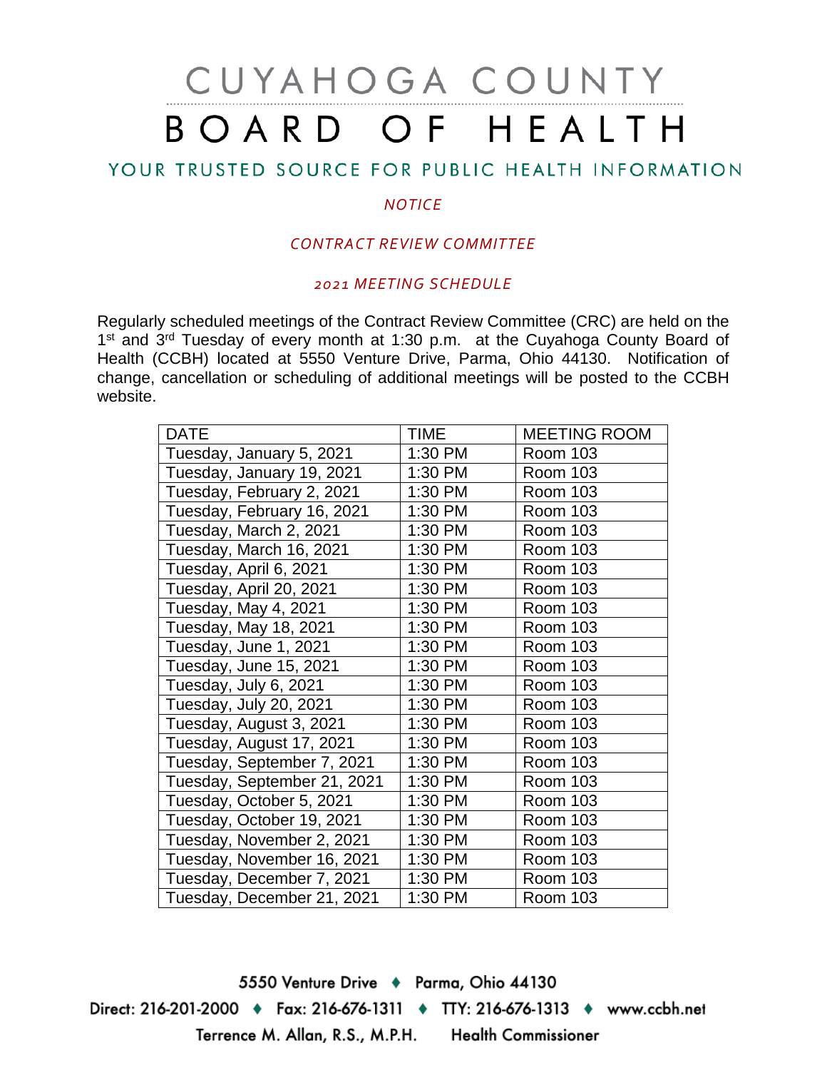# CUYAHOGA COUNTY BOARD OF HEALTH

YOUR TRUSTED SOURCE FOR PUBLIC HEALTH INFORMATION

*NOTICE*

*CONTRACT REVIEW COMMITTEE*

*2021 MEETING SCHEDULE*

Regularly scheduled meetings of the Contract Review Committee (CRC) are held on the 1st and 3rd Tuesday of every month at 1:30 p.m. at the Cuyahoga County Board of Health (CCBH) located at 5550 Venture Drive, Parma, Ohio 44130. Notification of change, cancellation or scheduling of additional meetings will be posted to the CCBH website.

| DATE | TIME | MEETING ROOM |
|---|---|---|
| Tuesday, January 5, 2021 | 1:30 PM | Room 103 |
| Tuesday, January 19, 2021 | 1:30 PM | Room 103 |
| Tuesday, February 2, 2021 | 1:30 PM | Room 103 |
| Tuesday, February 16, 2021 | 1:30 PM | Room 103 |
| Tuesday, March 2, 2021 | 1:30 PM | Room 103 |
| Tuesday, March 16, 2021 | 1:30 PM | Room 103 |
| Tuesday, April 6, 2021 | 1:30 PM | Room 103 |
| Tuesday, April 20, 2021 | 1:30 PM | Room 103 |
| Tuesday, May 4, 2021 | 1:30 PM | Room 103 |
| Tuesday, May 18, 2021 | 1:30 PM | Room 103 |
| Tuesday, June 1, 2021 | 1:30 PM | Room 103 |
| Tuesday, June 15, 2021 | 1:30 PM | Room 103 |
| Tuesday, July 6, 2021 | 1:30 PM | Room 103 |
| Tuesday, July 20, 2021 | 1:30 PM | Room 103 |
| Tuesday, August 3, 2021 | 1:30 PM | Room 103 |
| Tuesday, August 17, 2021 | 1:30 PM | Room 103 |
| Tuesday, September 7, 2021 | 1:30 PM | Room 103 |
| Tuesday, September 21, 2021 | 1:30 PM | Room 103 |
| Tuesday, October 5, 2021 | 1:30 PM | Room 103 |
| Tuesday, October 19, 2021 | 1:30 PM | Room 103 |
| Tuesday, November 2, 2021 | 1:30 PM | Room 103 |
| Tuesday, November 16, 2021 | 1:30 PM | Room 103 |
| Tuesday, December 7, 2021 | 1:30 PM | Room 103 |
| Tuesday, December 21, 2021 | 1:30 PM | Room 103 |

5550 Venture Drive ♦ Parma, Ohio 44130

Direct: 216-201-2000 ♦ Fax: 216-676-1311 ♦ TTY: 216-676-1313 ♦ www.ccbh.net

Terrence M. Allan, R.S., M.P.H. Health Commissioner